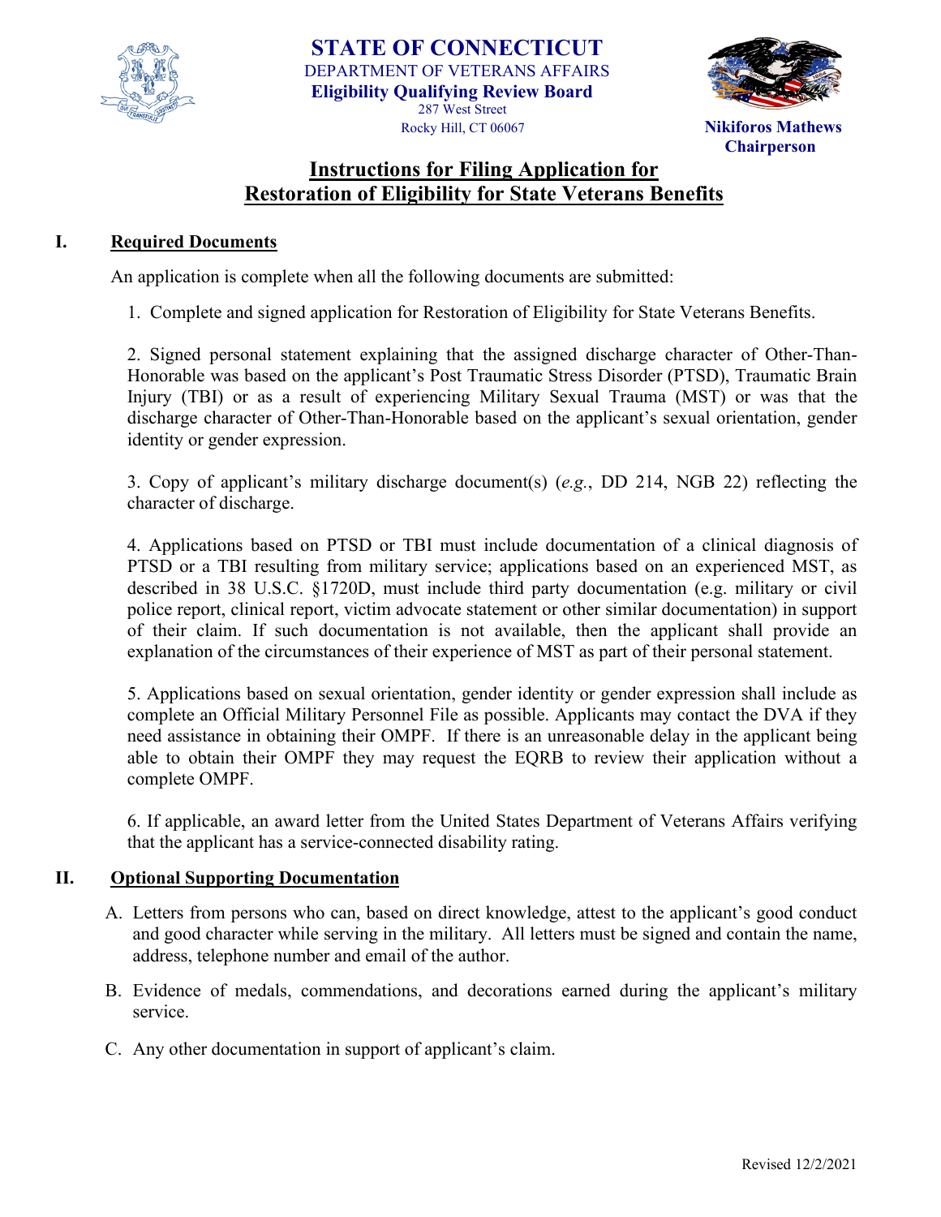**STATE OF CONNECTICUT**
DEPARTMENT OF VETERANS AFFAIRS
**Eligibility Qualifying Review Board**
287 West Street
Rocky Hill, CT 06067

**Nikiforos Mathews**
**Chairperson**

# Instructions for Filing Application for Restoration of Eligibility for State Veterans Benefits

## I. Required Documents

An application is complete when all the following documents are submitted:

1. Complete and signed application for Restoration of Eligibility for State Veterans Benefits.

2. Signed personal statement explaining that the assigned discharge character of Other-Than-Honorable was based on the applicant's Post Traumatic Stress Disorder (PTSD), Traumatic Brain Injury (TBI) or as a result of experiencing Military Sexual Trauma (MST) or was that the discharge character of Other-Than-Honorable based on the applicant's sexual orientation, gender identity or gender expression.

3. Copy of applicant's military discharge document(s) (*e.g.*, DD 214, NGB 22) reflecting the character of discharge.

4. Applications based on PTSD or TBI must include documentation of a clinical diagnosis of PTSD or a TBI resulting from military service; applications based on an experienced MST, as described in 38 U.S.C. §1720D, must include third party documentation (e.g. military or civil police report, clinical report, victim advocate statement or other similar documentation) in support of their claim. If such documentation is not available, then the applicant shall provide an explanation of the circumstances of their experience of MST as part of their personal statement.

5. Applications based on sexual orientation, gender identity or gender expression shall include as complete an Official Military Personnel File as possible. Applicants may contact the DVA if they need assistance in obtaining their OMPF. If there is an unreasonable delay in the applicant being able to obtain their OMPF they may request the EQRB to review their application without a complete OMPF.

6. If applicable, an award letter from the United States Department of Veterans Affairs verifying that the applicant has a service-connected disability rating.

## II. Optional Supporting Documentation

A. Letters from persons who can, based on direct knowledge, attest to the applicant's good conduct and good character while serving in the military. All letters must be signed and contain the name, address, telephone number and email of the author.

B. Evidence of medals, commendations, and decorations earned during the applicant's military service.

C. Any other documentation in support of applicant's claim.

Revised 12/2/2021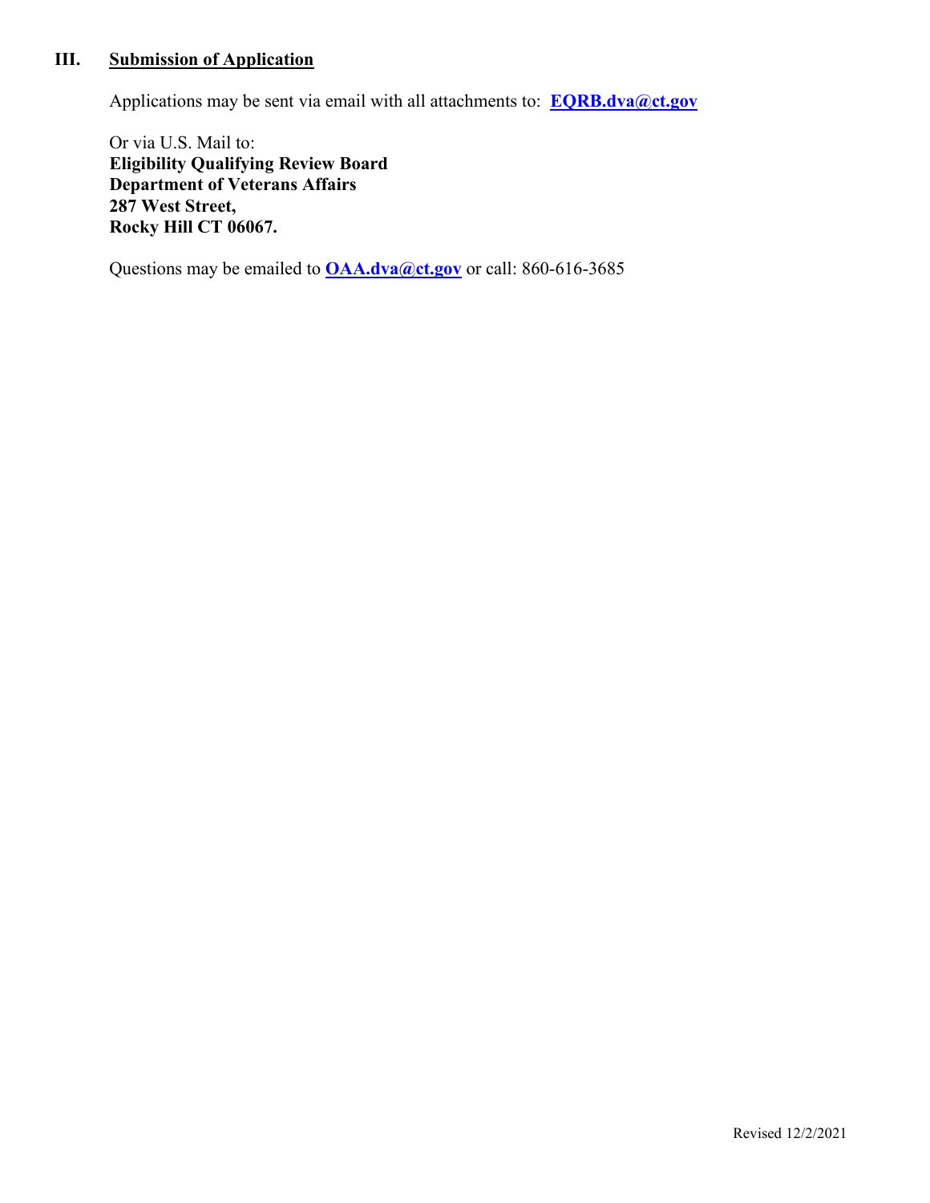## III. Submission of Application

Applications may be sent via email with all attachments to: **EQRB.dva@ct.gov**

Or via U.S. Mail to:
**Eligibility Qualifying Review Board**
**Department of Veterans Affairs**
**287 West Street,**
**Rocky Hill CT 06067.**

Questions may be emailed to **OAA.dva@ct.gov** or call: 860-616-3685

Revised 12/2/2021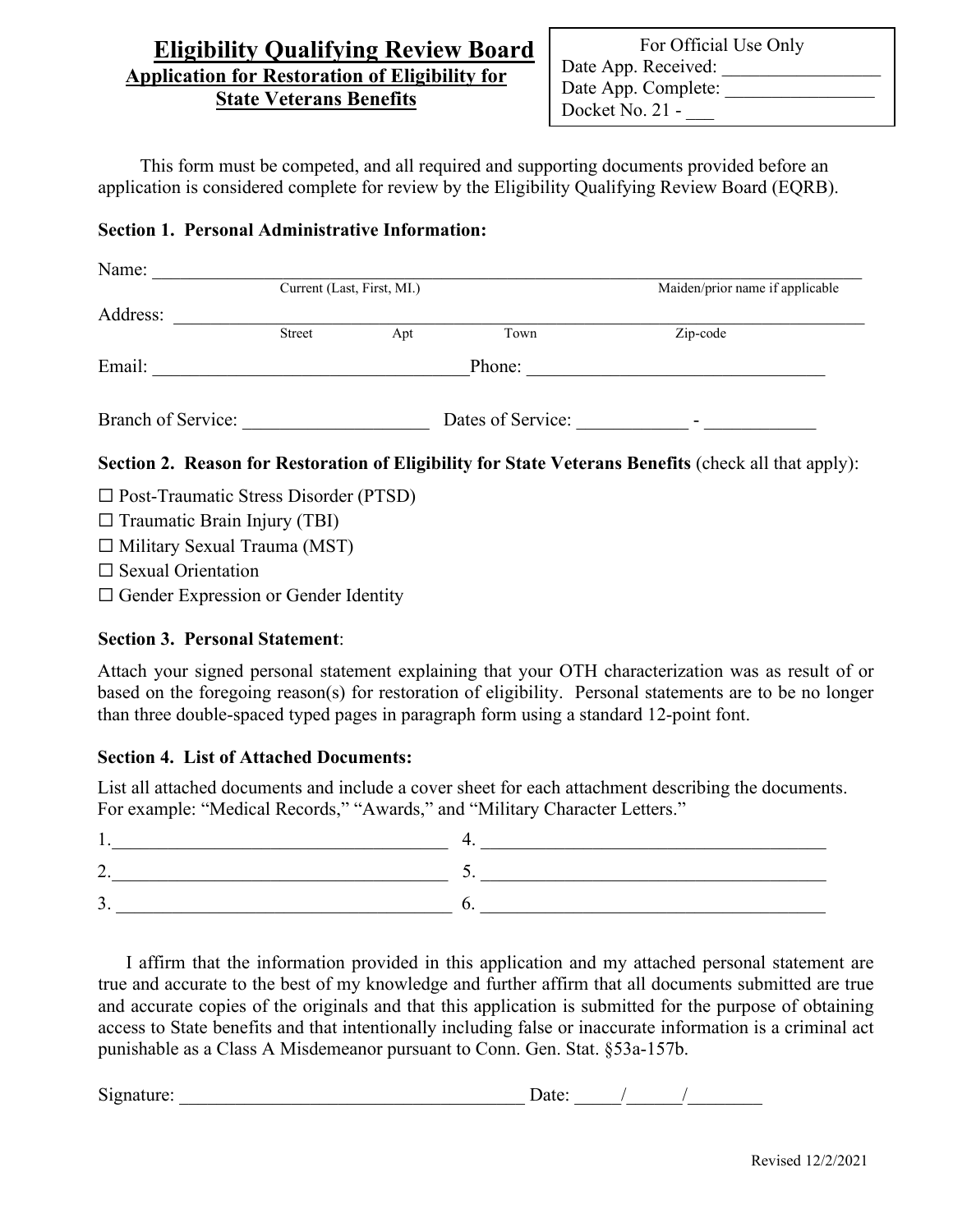# Eligibility Qualifying Review Board

## Application for Restoration of Eligibility for State Veterans Benefits

For Official Use Only
Date App. Received: _________________
Date App. Complete: ________________
Docket No. 21 - ___

This form must be competed, and all required and supporting documents provided before an application is considered complete for review by the Eligibility Qualifying Review Board (EQRB).

**Section 1. Personal Administrative Information:**

Name: ______________________________________________________________
Current (Last, First, MI.) Maiden/prior name if applicable

Address: ____________________________________________________________
Street Apt Town Zip-code

Email: __________________________________ Phone: ________________________________

Branch of Service: ____________________ Dates of Service: ____________ - ____________

**Section 2. Reason for Restoration of Eligibility for State Veterans Benefits** (check all that apply):

☐ Post-Traumatic Stress Disorder (PTSD)

☐ Traumatic Brain Injury (TBI)

☐ Military Sexual Trauma (MST)

☐ Sexual Orientation

☐ Gender Expression or Gender Identity

**Section 3. Personal Statement**:

Attach your signed personal statement explaining that your OTH characterization was as result of or based on the foregoing reason(s) for restoration of eligibility. Personal statements are to be no longer than three double-spaced typed pages in paragraph form using a standard 12-point font.

**Section 4. List of Attached Documents:**

List all attached documents and include a cover sheet for each attachment describing the documents. For example: "Medical Records," "Awards," and "Military Character Letters."

1.____________________________________ 4. ______________________________________

2.____________________________________ 5. ______________________________________

3. ____________________________________ 6. ______________________________________

I affirm that the information provided in this application and my attached personal statement are true and accurate to the best of my knowledge and further affirm that all documents submitted are true and accurate copies of the originals and that this application is submitted for the purpose of obtaining access to State benefits and that intentionally including false or inaccurate information is a criminal act punishable as a Class A Misdemeanor pursuant to Conn. Gen. Stat. §53a-157b.

Signature: _____________________________________ Date: _____/______/________

Revised 12/2/2021